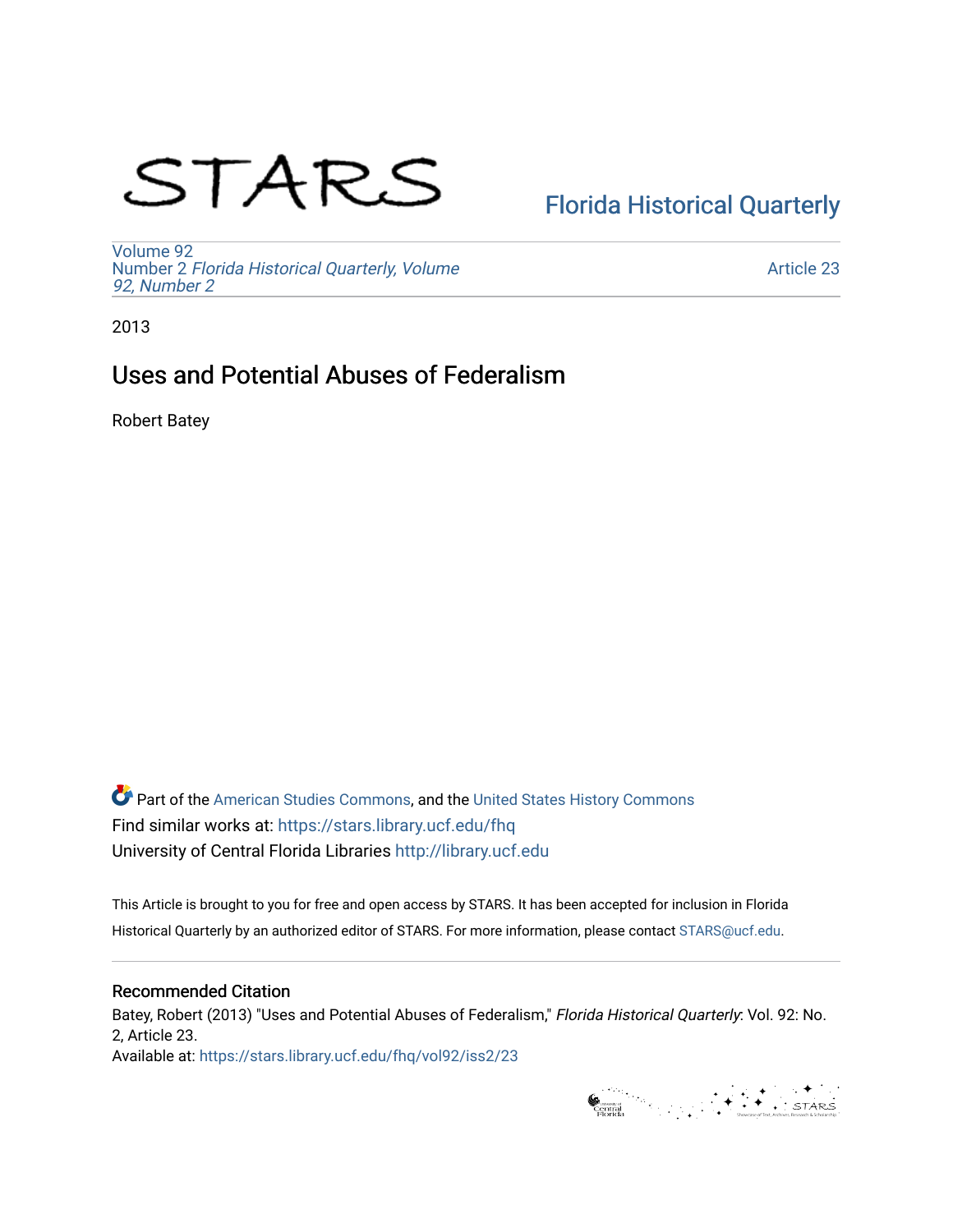STARS

Florida Historical Quarterly

Volume 92
Number 2 *Florida Historical Quarterly, Volume 92, Number 2*

Article 23

2013

# Uses and Potential Abuses of Federalism

Robert Batey

Part of the American Studies Commons, and the United States History Commons
Find similar works at: https://stars.library.ucf.edu/fhq
University of Central Florida Libraries http://library.ucf.edu

This Article is brought to you for free and open access by STARS. It has been accepted for inclusion in Florida Historical Quarterly by an authorized editor of STARS. For more information, please contact STARS@ucf.edu.

## Recommended Citation

Batey, Robert (2013) "Uses and Potential Abuses of Federalism," *Florida Historical Quarterly*: Vol. 92: No. 2, Article 23.
Available at: https://stars.library.ucf.edu/fhq/vol92/iss2/23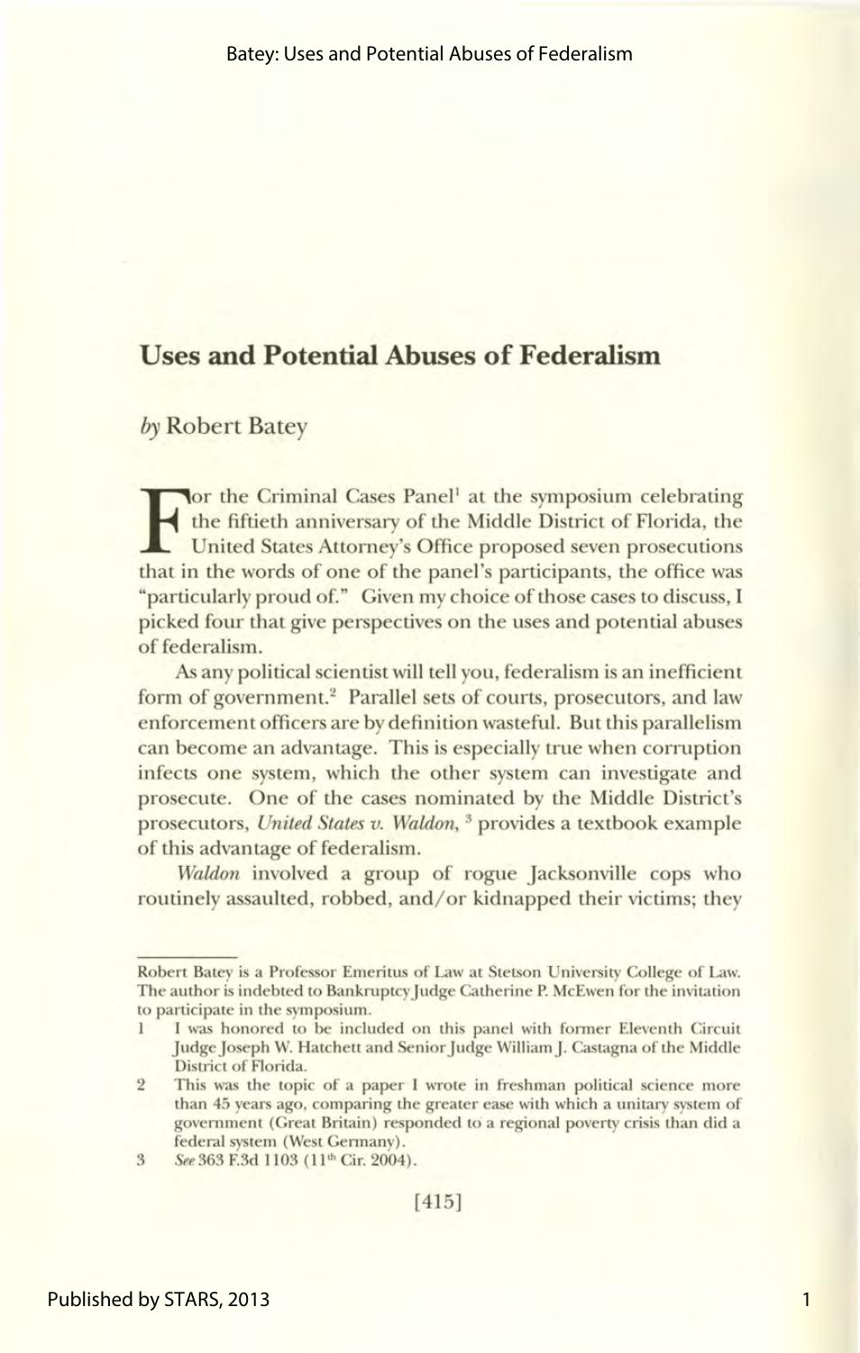# Uses and Potential Abuses of Federalism

*by* Robert Batey

For the Criminal Cases Panel[1] at the symposium celebrating the fiftieth anniversary of the Middle District of Florida, the United States Attorney's Office proposed seven prosecutions that in the words of one of the panel's participants, the office was "particularly proud of." Given my choice of those cases to discuss, I picked four that give perspectives on the uses and potential abuses of federalism.

As any political scientist will tell you, federalism is an inefficient form of government.[2] Parallel sets of courts, prosecutors, and law enforcement officers are by definition wasteful. But this parallelism can become an advantage. This is especially true when corruption infects one system, which the other system can investigate and prosecute. One of the cases nominated by the Middle District's prosecutors, *United States v. Waldon*,[3] provides a textbook example of this advantage of federalism.

*Waldon* involved a group of rogue Jacksonville cops who routinely assaulted, robbed, and/or kidnapped their victims; they

---

Robert Batey is a Professor Emeritus of Law at Stetson University College of Law. The author is indebted to Bankruptcy Judge Catherine P. McEwen for the invitation to participate in the symposium.

1 I was honored to be included on this panel with former Eleventh Circuit Judge Joseph W. Hatchett and Senior Judge William J. Castagna of the Middle District of Florida.

2 This was the topic of a paper I wrote in freshman political science more than 45 years ago, comparing the greater ease with which a unitary system of government (Great Britain) responded to a regional poverty crisis than did a federal system (West Germany).

3 *See* 363 F.3d 1103 (11th Cir. 2004).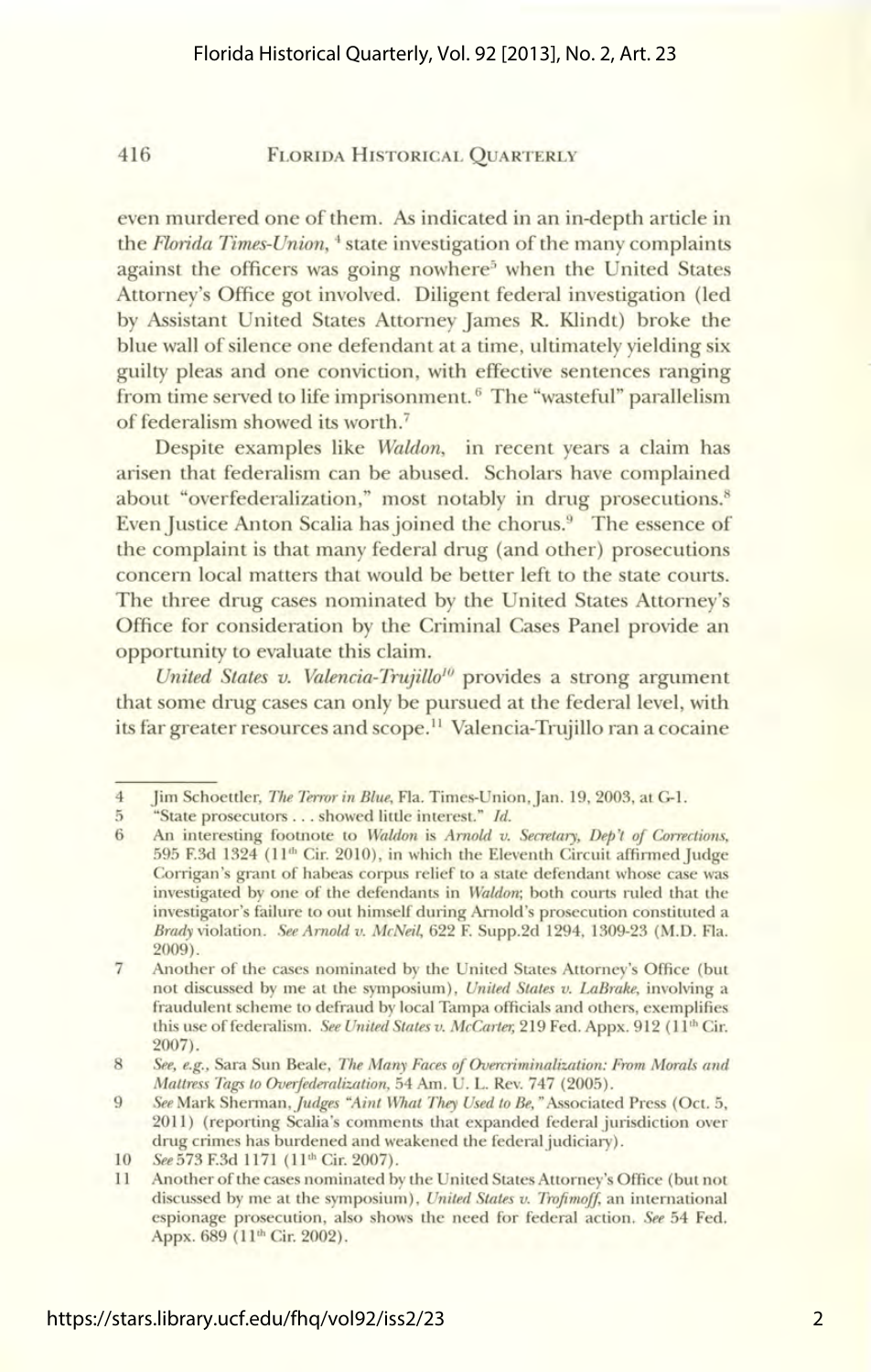even murdered one of them. As indicated in an in-depth article in the *Florida Times-Union*, [4] state investigation of the many complaints against the officers was going nowhere[5] when the United States Attorney's Office got involved. Diligent federal investigation (led by Assistant United States Attorney James R. Klindt) broke the blue wall of silence one defendant at a time, ultimately yielding six guilty pleas and one conviction, with effective sentences ranging from time served to life imprisonment.[6] The "wasteful" parallelism of federalism showed its worth.[7]

Despite examples like *Waldon*, in recent years a claim has arisen that federalism can be abused. Scholars have complained about "overfederalization," most notably in drug prosecutions.[8] Even Justice Anton Scalia has joined the chorus.[9] The essence of the complaint is that many federal drug (and other) prosecutions concern local matters that would be better left to the state courts. The three drug cases nominated by the United States Attorney's Office for consideration by the Criminal Cases Panel provide an opportunity to evaluate this claim.

*United States v. Valencia-Trujillo*[10] provides a strong argument that some drug cases can only be pursued at the federal level, with its far greater resources and scope.[11] Valencia-Trujillo ran a cocaine

---

4 Jim Schoettler, *The Terror in Blue*, Fla. Times-Union, Jan. 19, 2003, at G-1.

5 "State prosecutors . . . showed little interest." *Id.*

6 An interesting footnote to *Waldon* is *Arnold v. Secretary, Dep't of Corrections*, 595 F.3d 1324 (11th Cir. 2010), in which the Eleventh Circuit affirmed Judge Corrigan's grant of habeas corpus relief to a state defendant whose case was investigated by one of the defendants in *Waldon*; both courts ruled that the investigator's failure to out himself during Arnold's prosecution constituted a *Brady* violation. *See Arnold v. McNeil*, 622 F. Supp.2d 1294, 1309-23 (M.D. Fla. 2009).

7 Another of the cases nominated by the United States Attorney's Office (but not discussed by me at the symposium), *United States v. LaBrake*, involving a fraudulent scheme to defraud by local Tampa officials and others, exemplifies this use of federalism. *See United States v. McCarter*, 219 Fed. Appx. 912 (11th Cir. 2007).

8 *See, e.g.*, Sara Sun Beale, *The Many Faces of Overcriminalization: From Morals and Mattress Tags to Overfederalization*, 54 Am. U. L. Rev. 747 (2005).

9 *See* Mark Sherman, *Judges "Aint What They Used to Be,"* Associated Press (Oct. 5, 2011) (reporting Scalia's comments that expanded federal jurisdiction over drug crimes has burdened and weakened the federal judiciary).

10 *See* 573 F.3d 1171 (11th Cir. 2007).

11 Another of the cases nominated by the United States Attorney's Office (but not discussed by me at the symposium), *United States v. Trofimoff*, an international espionage prosecution, also shows the need for federal action. *See* 54 Fed. Appx. 689 (11th Cir. 2002).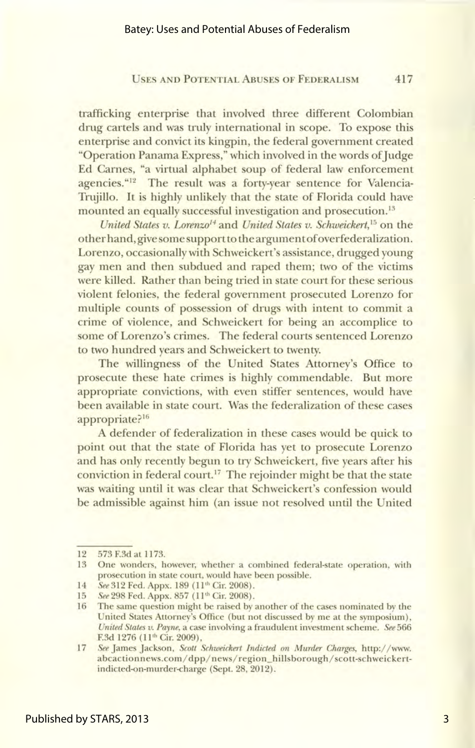trafficking enterprise that involved three different Colombian drug cartels and was truly international in scope. To expose this enterprise and convict its kingpin, the federal government created "Operation Panama Express," which involved in the words of Judge Ed Carnes, "a virtual alphabet soup of federal law enforcement agencies."[12] The result was a forty-year sentence for Valencia-Trujillo. It is highly unlikely that the state of Florida could have mounted an equally successful investigation and prosecution.[13]

*United States v. Lorenzo*[14] and *United States v. Schweickert*,[15] on the other hand, give some support to the argument of overfederalization. Lorenzo, occasionally with Schweickert's assistance, drugged young gay men and then subdued and raped them; two of the victims were killed. Rather than being tried in state court for these serious violent felonies, the federal government prosecuted Lorenzo for multiple counts of possession of drugs with intent to commit a crime of violence, and Schweickert for being an accomplice to some of Lorenzo's crimes. The federal courts sentenced Lorenzo to two hundred years and Schweickert to twenty.

The willingness of the United States Attorney's Office to prosecute these hate crimes is highly commendable. But more appropriate convictions, with even stiffer sentences, would have been available in state court. Was the federalization of these cases appropriate?[16]

A defender of federalization in these cases would be quick to point out that the state of Florida has yet to prosecute Lorenzo and has only recently begun to try Schweickert, five years after his conviction in federal court.[17] The rejoinder might be that the state was waiting until it was clear that Schweickert's confession would be admissible against him (an issue not resolved until the United

---

12 573 F.3d at 1173.

13 One wonders, however, whether a combined federal-state operation, with prosecution in state court, would have been possible.

14 *See* 312 Fed. Appx. 189 (11th Cir. 2008).

15 *See* 298 Fed. Appx. 857 (11th Cir. 2008).

16 The same question might be raised by another of the cases nominated by the United States Attorney's Office (but not discussed by me at the symposium), *United States v. Payne*, a case involving a fraudulent investment scheme. *See* 566 F.3d 1276 (11th Cir. 2009),

17 *See* James Jackson, *Scott Schweickert Indicted on Murder Charges*, http://www.abcactionnews.com/dpp/news/region_hillsborough/scott-schweickert-indicted-on-murder-charge (Sept. 28, 2012).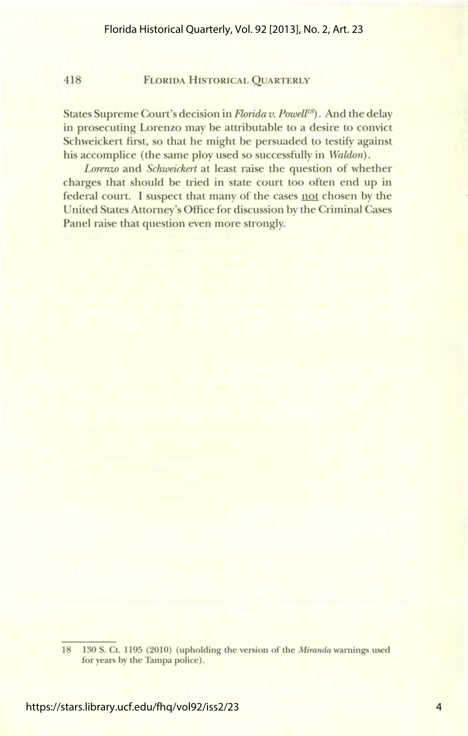States Supreme Court's decision in *Florida v. Powell*[18]). And the delay in prosecuting Lorenzo may be attributable to a desire to convict Schweickert first, so that he might be persuaded to testify against his accomplice (the same ploy used so successfully in *Waldon*).

*Lorenzo* and *Schweickert* at least raise the question of whether charges that should be tried in state court too often end up in federal court. I suspect that many of the cases <u>not</u> chosen by the United States Attorney's Office for discussion by the Criminal Cases Panel raise that question even more strongly.

---

18 130 S. Ct. 1195 (2010) (upholding the version of the *Miranda* warnings used for years by the Tampa police).